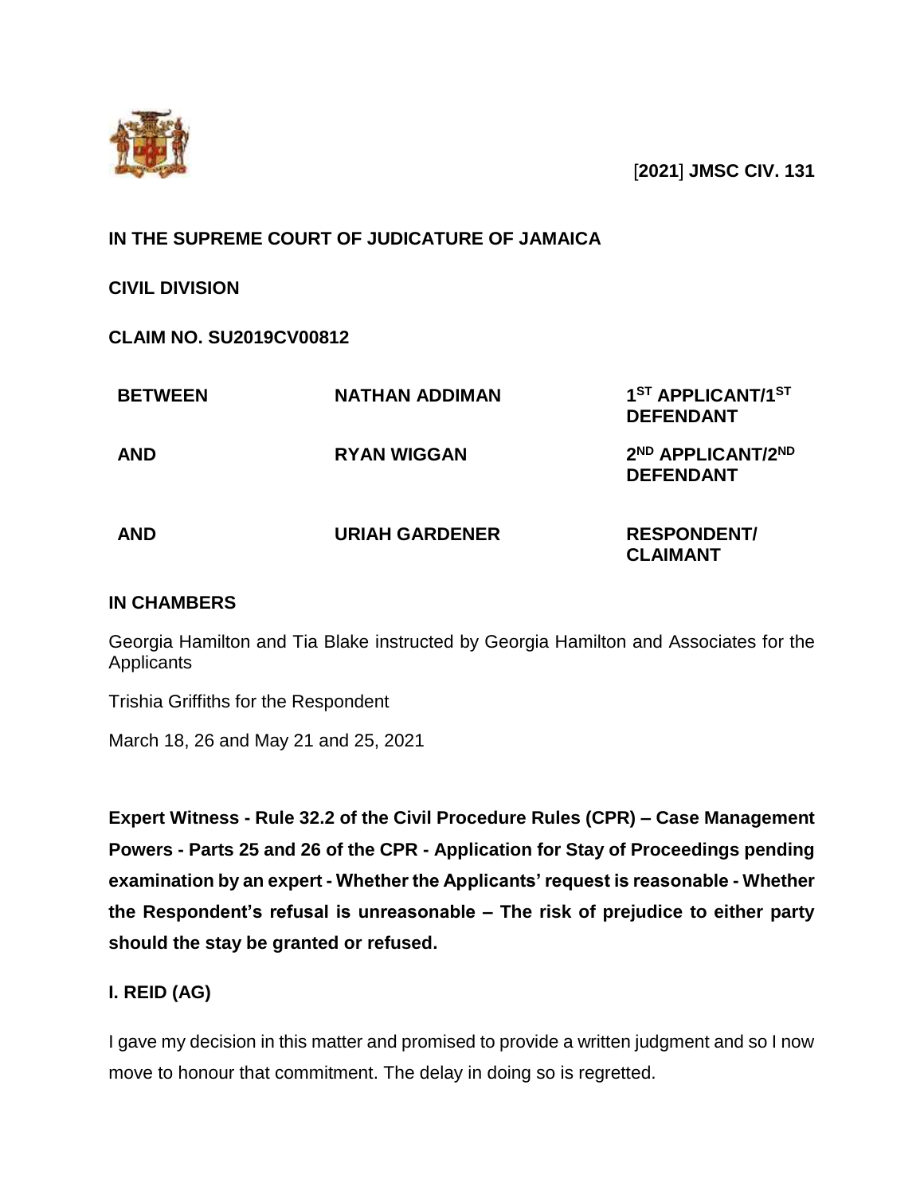[2021] JMSC CIV. 131

**IN THE SUPREME COURT OF JUDICATURE OF JAMAICA**

**CIVIL DIVISION**

**CLAIM NO. SU2019CV00812**

| | | |
|---|---|---|
| **BETWEEN** | **NATHAN ADDIMAN** | **1ST APPLICANT/1ST DEFENDANT** |
| **AND** | **RYAN WIGGAN** | **2ND APPLICANT/2ND DEFENDANT** |
| **AND** | **URIAH GARDENER** | **RESPONDENT/ CLAIMANT** |

**IN CHAMBERS**

Georgia Hamilton and Tia Blake instructed by Georgia Hamilton and Associates for the Applicants

Trishia Griffiths for the Respondent

March 18, 26 and May 21 and 25, 2021

**Expert Witness - Rule 32.2 of the Civil Procedure Rules (CPR) – Case Management Powers - Parts 25 and 26 of the CPR - Application for Stay of Proceedings pending examination by an expert - Whether the Applicants' request is reasonable - Whether the Respondent's refusal is unreasonable – The risk of prejudice to either party should the stay be granted or refused.**

**I. REID (AG)**

I gave my decision in this matter and promised to provide a written judgment and so I now move to honour that commitment. The delay in doing so is regretted.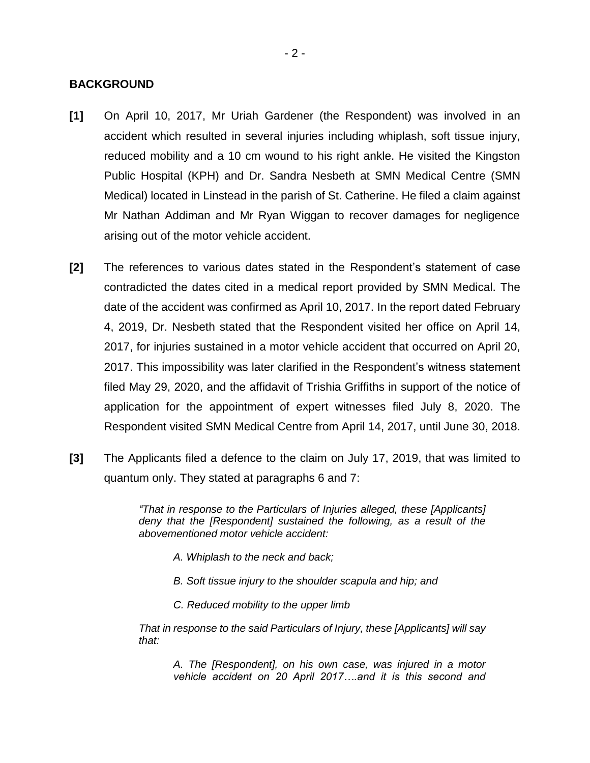## BACKGROUND

**[1]** On April 10, 2017, Mr Uriah Gardener (the Respondent) was involved in an accident which resulted in several injuries including whiplash, soft tissue injury, reduced mobility and a 10 cm wound to his right ankle. He visited the Kingston Public Hospital (KPH) and Dr. Sandra Nesbeth at SMN Medical Centre (SMN Medical) located in Linstead in the parish of St. Catherine. He filed a claim against Mr Nathan Addiman and Mr Ryan Wiggan to recover damages for negligence arising out of the motor vehicle accident.

**[2]** The references to various dates stated in the Respondent's statement of case contradicted the dates cited in a medical report provided by SMN Medical. The date of the accident was confirmed as April 10, 2017. In the report dated February 4, 2019, Dr. Nesbeth stated that the Respondent visited her office on April 14, 2017, for injuries sustained in a motor vehicle accident that occurred on April 20, 2017. This impossibility was later clarified in the Respondent's witness statement filed May 29, 2020, and the affidavit of Trishia Griffiths in support of the notice of application for the appointment of expert witnesses filed July 8, 2020. The Respondent visited SMN Medical Centre from April 14, 2017, until June 30, 2018.

**[3]** The Applicants filed a defence to the claim on July 17, 2019, that was limited to quantum only. They stated at paragraphs 6 and 7:

> *"That in response to the Particulars of Injuries alleged, these [Applicants] deny that the [Respondent] sustained the following, as a result of the abovementioned motor vehicle accident:*
>
> *A. Whiplash to the neck and back;*
>
> *B. Soft tissue injury to the shoulder scapula and hip; and*
>
> *C. Reduced mobility to the upper limb*
>
> *That in response to the said Particulars of Injury, these [Applicants] will say that:*
>
> *A. The [Respondent], on his own case, was injured in a motor vehicle accident on 20 April 2017….and it is this second and*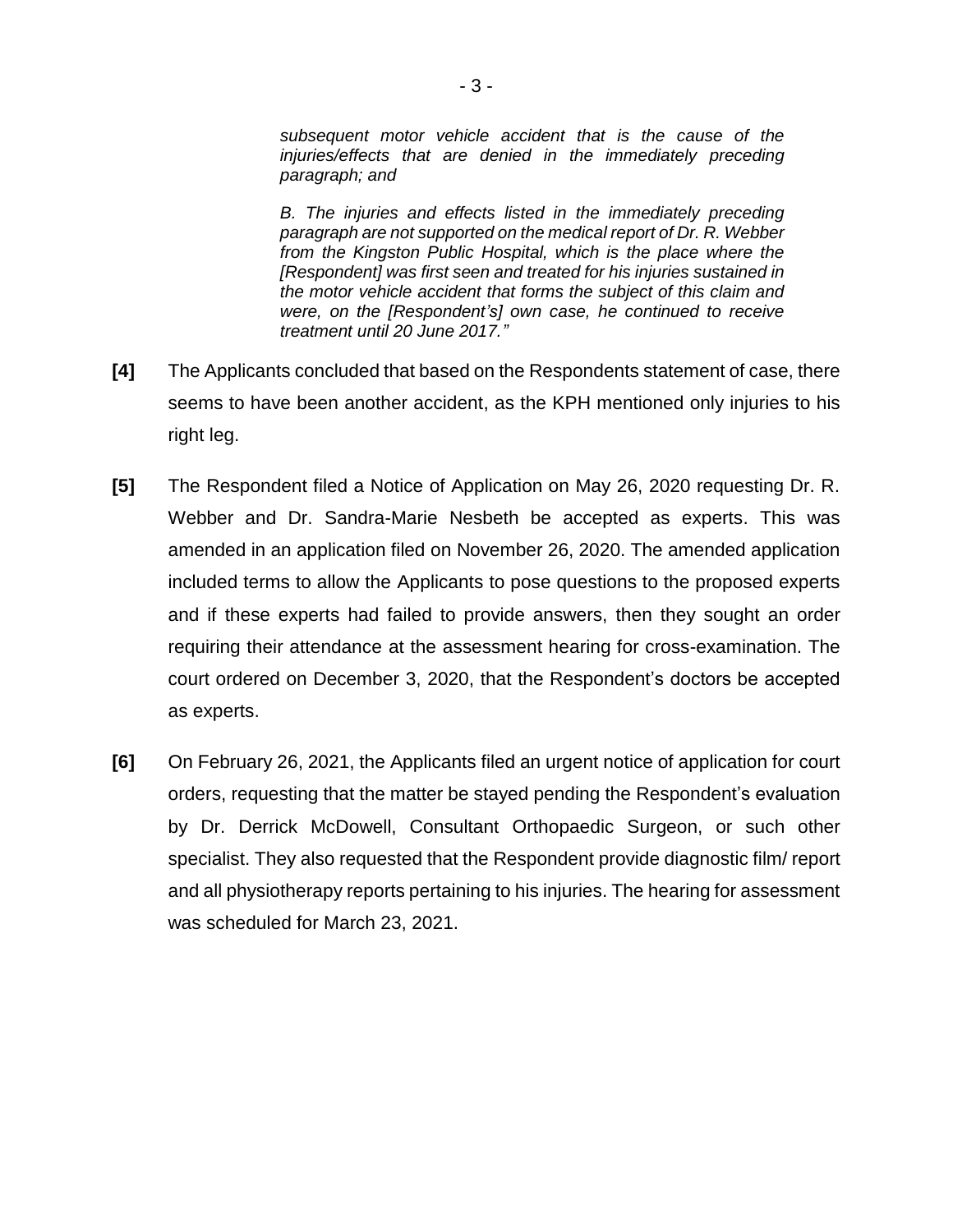> *subsequent motor vehicle accident that is the cause of the injuries/effects that are denied in the immediately preceding paragraph; and*
>
> *B. The injuries and effects listed in the immediately preceding paragraph are not supported on the medical report of Dr. R. Webber from the Kingston Public Hospital, which is the place where the [Respondent] was first seen and treated for his injuries sustained in the motor vehicle accident that forms the subject of this claim and were, on the [Respondent's] own case, he continued to receive treatment until 20 June 2017."*

**[4]** The Applicants concluded that based on the Respondents statement of case, there seems to have been another accident, as the KPH mentioned only injuries to his right leg.

**[5]** The Respondent filed a Notice of Application on May 26, 2020 requesting Dr. R. Webber and Dr. Sandra-Marie Nesbeth be accepted as experts. This was amended in an application filed on November 26, 2020. The amended application included terms to allow the Applicants to pose questions to the proposed experts and if these experts had failed to provide answers, then they sought an order requiring their attendance at the assessment hearing for cross-examination. The court ordered on December 3, 2020, that the Respondent's doctors be accepted as experts.

**[6]** On February 26, 2021, the Applicants filed an urgent notice of application for court orders, requesting that the matter be stayed pending the Respondent's evaluation by Dr. Derrick McDowell, Consultant Orthopaedic Surgeon, or such other specialist. They also requested that the Respondent provide diagnostic film/ report and all physiotherapy reports pertaining to his injuries. The hearing for assessment was scheduled for March 23, 2021.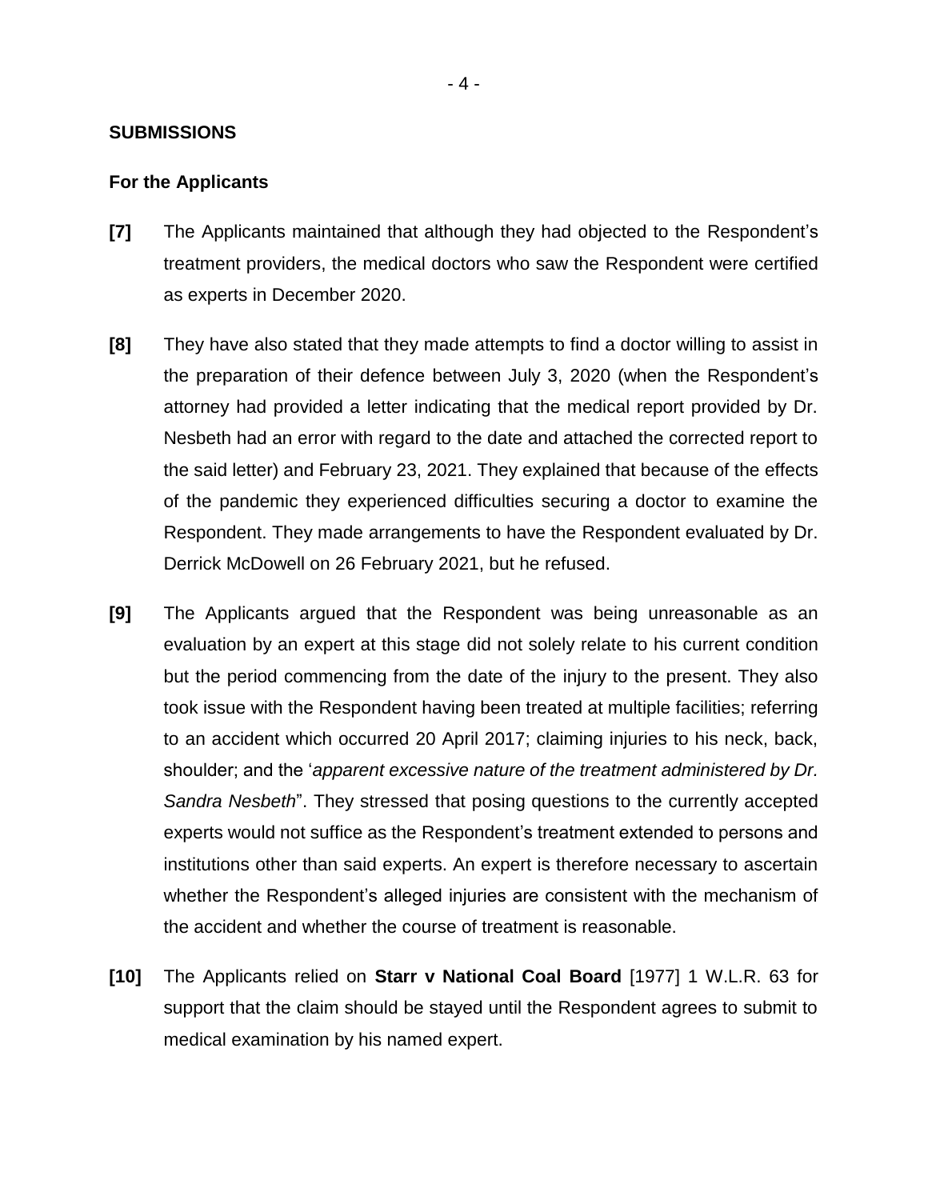## SUBMISSIONS

### For the Applicants

**[7]** The Applicants maintained that although they had objected to the Respondent's treatment providers, the medical doctors who saw the Respondent were certified as experts in December 2020.

**[8]** They have also stated that they made attempts to find a doctor willing to assist in the preparation of their defence between July 3, 2020 (when the Respondent's attorney had provided a letter indicating that the medical report provided by Dr. Nesbeth had an error with regard to the date and attached the corrected report to the said letter) and February 23, 2021. They explained that because of the effects of the pandemic they experienced difficulties securing a doctor to examine the Respondent. They made arrangements to have the Respondent evaluated by Dr. Derrick McDowell on 26 February 2021, but he refused.

**[9]** The Applicants argued that the Respondent was being unreasonable as an evaluation by an expert at this stage did not solely relate to his current condition but the period commencing from the date of the injury to the present. They also took issue with the Respondent having been treated at multiple facilities; referring to an accident which occurred 20 April 2017; claiming injuries to his neck, back, shoulder; and the '*apparent excessive nature of the treatment administered by Dr. Sandra Nesbeth*". They stressed that posing questions to the currently accepted experts would not suffice as the Respondent's treatment extended to persons and institutions other than said experts. An expert is therefore necessary to ascertain whether the Respondent's alleged injuries are consistent with the mechanism of the accident and whether the course of treatment is reasonable.

**[10]** The Applicants relied on **Starr v National Coal Board** [1977] 1 W.L.R. 63 for support that the claim should be stayed until the Respondent agrees to submit to medical examination by his named expert.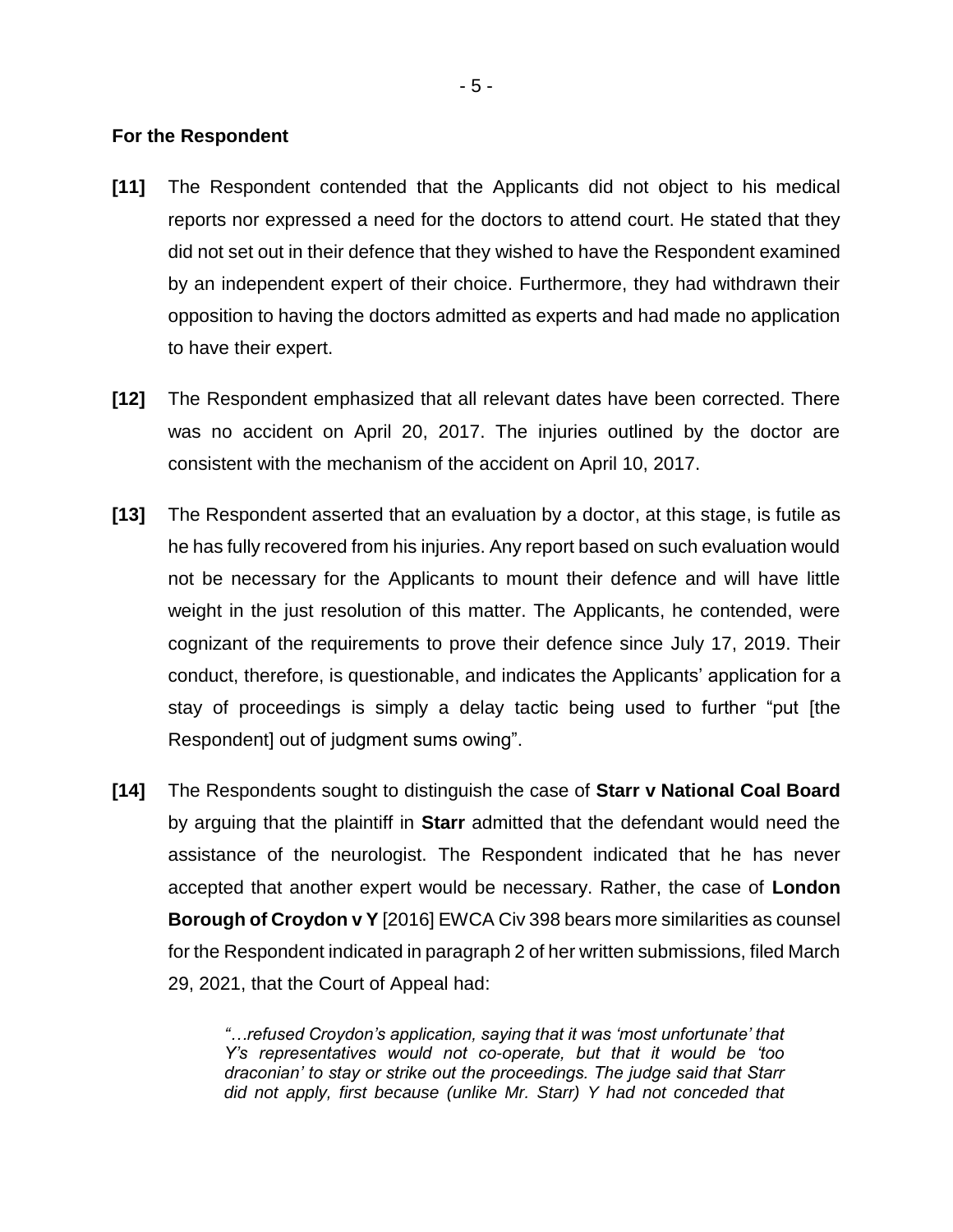**For the Respondent**

**[11]** The Respondent contended that the Applicants did not object to his medical reports nor expressed a need for the doctors to attend court. He stated that they did not set out in their defence that they wished to have the Respondent examined by an independent expert of their choice. Furthermore, they had withdrawn their opposition to having the doctors admitted as experts and had made no application to have their expert.

**[12]** The Respondent emphasized that all relevant dates have been corrected. There was no accident on April 20, 2017. The injuries outlined by the doctor are consistent with the mechanism of the accident on April 10, 2017.

**[13]** The Respondent asserted that an evaluation by a doctor, at this stage, is futile as he has fully recovered from his injuries. Any report based on such evaluation would not be necessary for the Applicants to mount their defence and will have little weight in the just resolution of this matter. The Applicants, he contended, were cognizant of the requirements to prove their defence since July 17, 2019. Their conduct, therefore, is questionable, and indicates the Applicants' application for a stay of proceedings is simply a delay tactic being used to further "put [the Respondent] out of judgment sums owing".

**[14]** The Respondents sought to distinguish the case of **Starr v National Coal Board** by arguing that the plaintiff in **Starr** admitted that the defendant would need the assistance of the neurologist. The Respondent indicated that he has never accepted that another expert would be necessary. Rather, the case of **London Borough of Croydon v Y** [2016] EWCA Civ 398 bears more similarities as counsel for the Respondent indicated in paragraph 2 of her written submissions, filed March 29, 2021, that the Court of Appeal had:

> *"…refused Croydon's application, saying that it was 'most unfortunate' that Y's representatives would not co-operate, but that it would be 'too draconian' to stay or strike out the proceedings. The judge said that Starr did not apply, first because (unlike Mr. Starr) Y had not conceded that*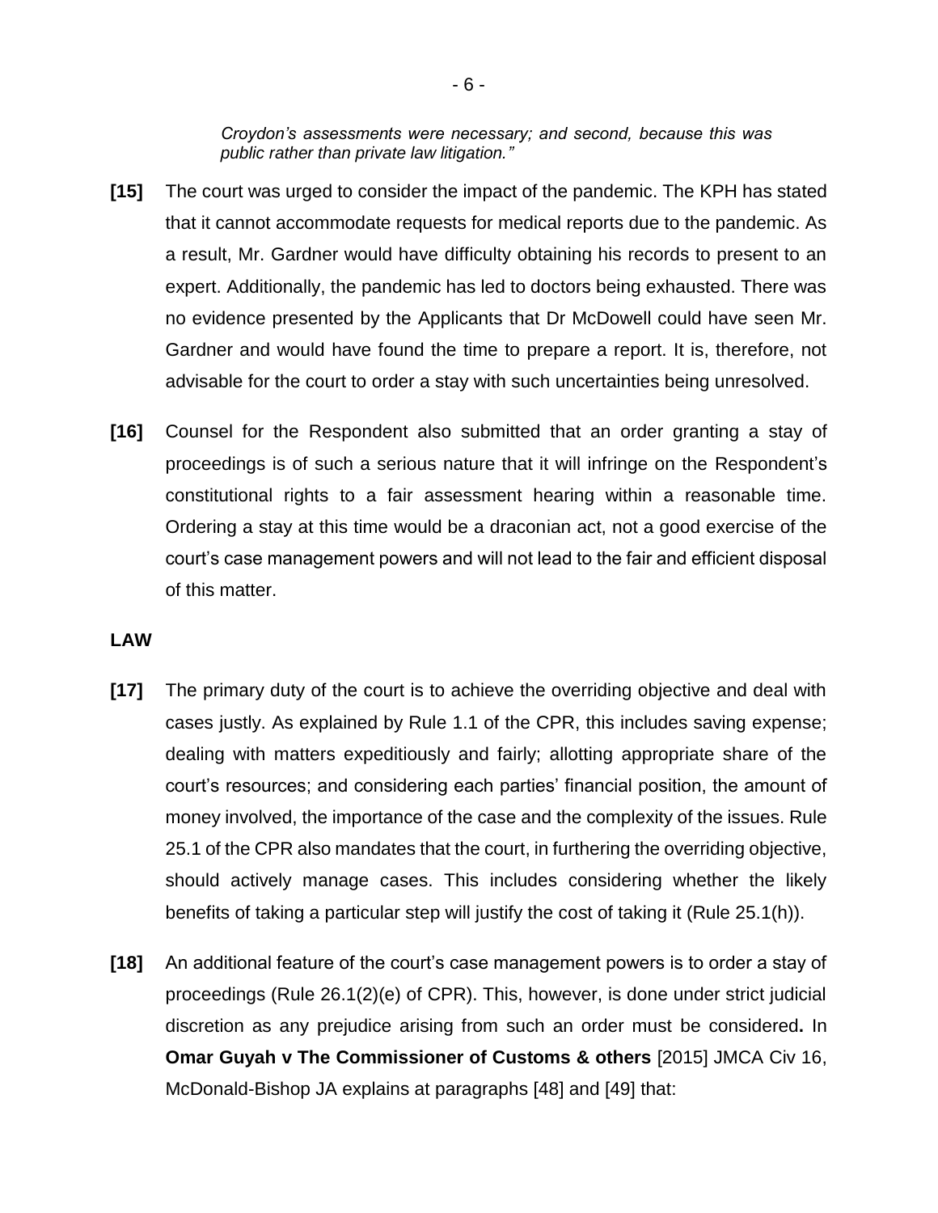*Croydon's assessments were necessary; and second, because this was public rather than private law litigation."*

**[15]** The court was urged to consider the impact of the pandemic. The KPH has stated that it cannot accommodate requests for medical reports due to the pandemic. As a result, Mr. Gardner would have difficulty obtaining his records to present to an expert. Additionally, the pandemic has led to doctors being exhausted. There was no evidence presented by the Applicants that Dr McDowell could have seen Mr. Gardner and would have found the time to prepare a report. It is, therefore, not advisable for the court to order a stay with such uncertainties being unresolved.

**[16]** Counsel for the Respondent also submitted that an order granting a stay of proceedings is of such a serious nature that it will infringe on the Respondent's constitutional rights to a fair assessment hearing within a reasonable time. Ordering a stay at this time would be a draconian act, not a good exercise of the court's case management powers and will not lead to the fair and efficient disposal of this matter.

**LAW**

**[17]** The primary duty of the court is to achieve the overriding objective and deal with cases justly. As explained by Rule 1.1 of the CPR, this includes saving expense; dealing with matters expeditiously and fairly; allotting appropriate share of the court's resources; and considering each parties' financial position, the amount of money involved, the importance of the case and the complexity of the issues. Rule 25.1 of the CPR also mandates that the court, in furthering the overriding objective, should actively manage cases. This includes considering whether the likely benefits of taking a particular step will justify the cost of taking it (Rule 25.1(h)).

**[18]** An additional feature of the court's case management powers is to order a stay of proceedings (Rule 26.1(2)(e) of CPR). This, however, is done under strict judicial discretion as any prejudice arising from such an order must be considered**.** In **Omar Guyah v The Commissioner of Customs & others** [2015] JMCA Civ 16, McDonald-Bishop JA explains at paragraphs [48] and [49] that: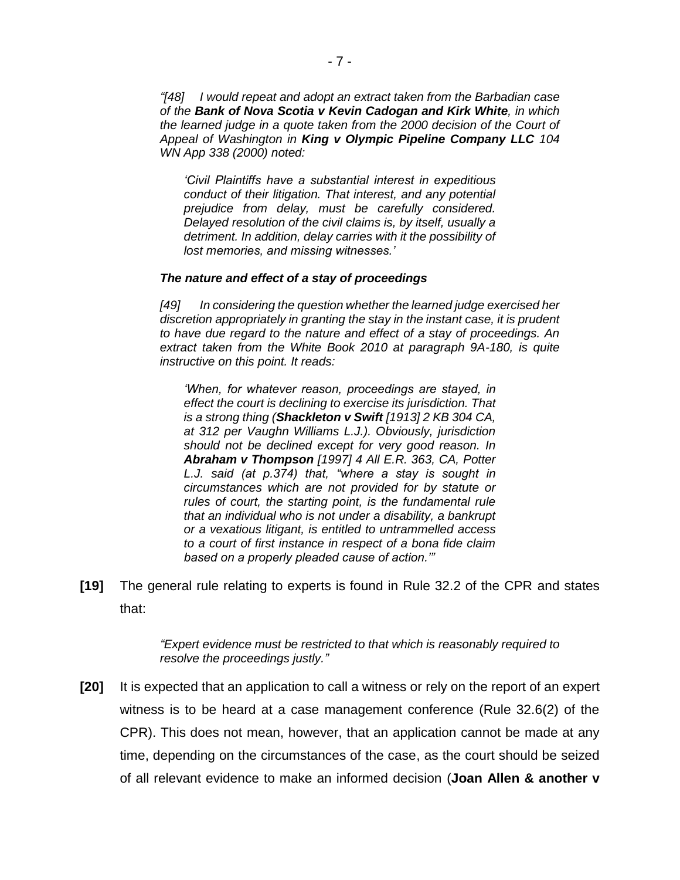*"[48] I would repeat and adopt an extract taken from the Barbadian case of the **Bank of Nova Scotia v Kevin Cadogan and Kirk White**, in which the learned judge in a quote taken from the 2000 decision of the Court of Appeal of Washington in **King v Olympic Pipeline Company LLC** 104 WN App 338 (2000) noted:*

> *'Civil Plaintiffs have a substantial interest in expeditious conduct of their litigation. That interest, and any potential prejudice from delay, must be carefully considered. Delayed resolution of the civil claims is, by itself, usually a detriment. In addition, delay carries with it the possibility of lost memories, and missing witnesses.'*

***The nature and effect of a stay of proceedings***

*[49] In considering the question whether the learned judge exercised her discretion appropriately in granting the stay in the instant case, it is prudent to have due regard to the nature and effect of a stay of proceedings. An extract taken from the White Book 2010 at paragraph 9A-180, is quite instructive on this point. It reads:*

> *'When, for whatever reason, proceedings are stayed, in effect the court is declining to exercise its jurisdiction. That is a strong thing (**Shackleton v Swift** [1913] 2 KB 304 CA, at 312 per Vaughn Williams L.J.). Obviously, jurisdiction should not be declined except for very good reason. In **Abraham v Thompson** [1997] 4 All E.R. 363, CA, Potter L.J. said (at p.374) that, "where a stay is sought in circumstances which are not provided for by statute or rules of court, the starting point, is the fundamental rule that an individual who is not under a disability, a bankrupt or a vexatious litigant, is entitled to untrammelled access to a court of first instance in respect of a bona fide claim based on a properly pleaded cause of action."'"*

**[19]** The general rule relating to experts is found in Rule 32.2 of the CPR and states that:

> *"Expert evidence must be restricted to that which is reasonably required to resolve the proceedings justly."*

**[20]** It is expected that an application to call a witness or rely on the report of an expert witness is to be heard at a case management conference (Rule 32.6(2) of the CPR). This does not mean, however, that an application cannot be made at any time, depending on the circumstances of the case, as the court should be seized of all relevant evidence to make an informed decision (**Joan Allen & another v**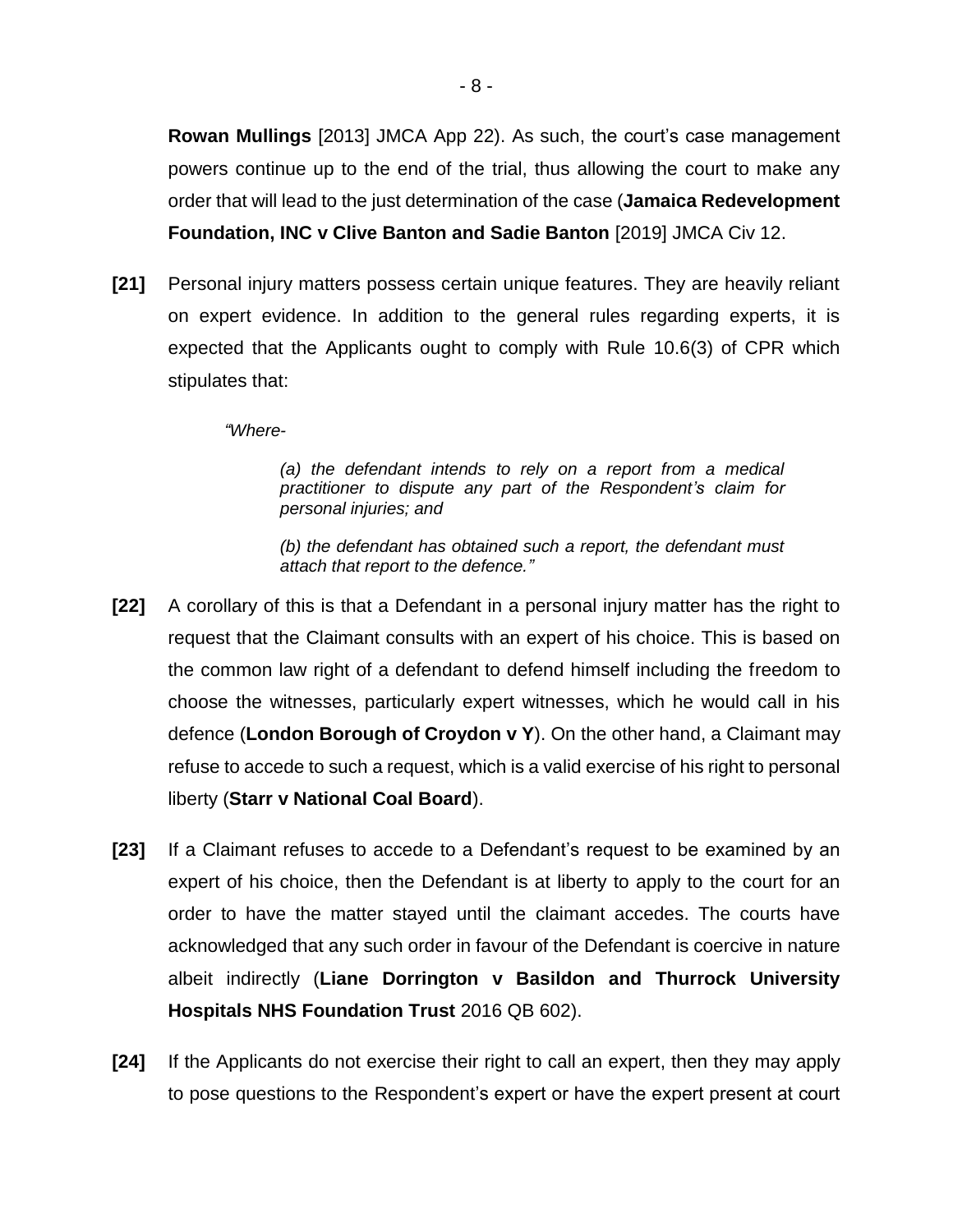**Rowan Mullings** [2013] JMCA App 22). As such, the court's case management powers continue up to the end of the trial, thus allowing the court to make any order that will lead to the just determination of the case (**Jamaica Redevelopment Foundation, INC v Clive Banton and Sadie Banton** [2019] JMCA Civ 12.

**[21]** Personal injury matters possess certain unique features. They are heavily reliant on expert evidence. In addition to the general rules regarding experts, it is expected that the Applicants ought to comply with Rule 10.6(3) of CPR which stipulates that:

> *"Where-*
>
> > *(a) the defendant intends to rely on a report from a medical practitioner to dispute any part of the Respondent's claim for personal injuries; and*
> >
> > *(b) the defendant has obtained such a report, the defendant must attach that report to the defence."*

**[22]** A corollary of this is that a Defendant in a personal injury matter has the right to request that the Claimant consults with an expert of his choice. This is based on the common law right of a defendant to defend himself including the freedom to choose the witnesses, particularly expert witnesses, which he would call in his defence (**London Borough of Croydon v Y**). On the other hand, a Claimant may refuse to accede to such a request, which is a valid exercise of his right to personal liberty (**Starr v National Coal Board**).

**[23]** If a Claimant refuses to accede to a Defendant's request to be examined by an expert of his choice, then the Defendant is at liberty to apply to the court for an order to have the matter stayed until the claimant accedes. The courts have acknowledged that any such order in favour of the Defendant is coercive in nature albeit indirectly (**Liane Dorrington v Basildon and Thurrock University Hospitals NHS Foundation Trust** 2016 QB 602).

**[24]** If the Applicants do not exercise their right to call an expert, then they may apply to pose questions to the Respondent's expert or have the expert present at court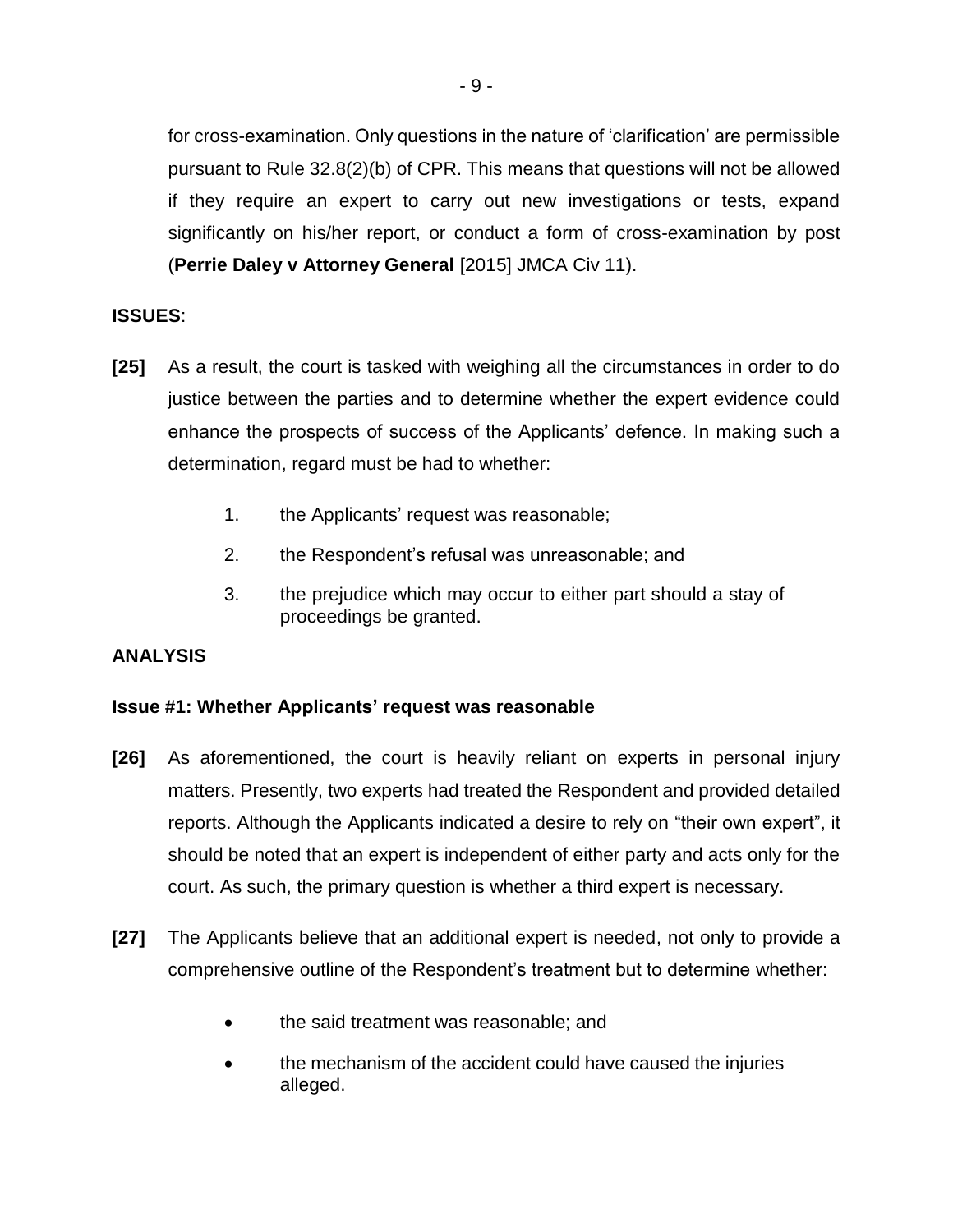for cross-examination. Only questions in the nature of 'clarification' are permissible pursuant to Rule 32.8(2)(b) of CPR. This means that questions will not be allowed if they require an expert to carry out new investigations or tests, expand significantly on his/her report, or conduct a form of cross-examination by post (**Perrie Daley v Attorney General** [2015] JMCA Civ 11).

**ISSUES**:

**[25]** As a result, the court is tasked with weighing all the circumstances in order to do justice between the parties and to determine whether the expert evidence could enhance the prospects of success of the Applicants' defence. In making such a determination, regard must be had to whether:

1. the Applicants' request was reasonable;
2. the Respondent's refusal was unreasonable; and
3. the prejudice which may occur to either part should a stay of proceedings be granted.

**ANALYSIS**

**Issue #1: Whether Applicants' request was reasonable**

**[26]** As aforementioned, the court is heavily reliant on experts in personal injury matters. Presently, two experts had treated the Respondent and provided detailed reports. Although the Applicants indicated a desire to rely on "their own expert", it should be noted that an expert is independent of either party and acts only for the court. As such, the primary question is whether a third expert is necessary.

**[27]** The Applicants believe that an additional expert is needed, not only to provide a comprehensive outline of the Respondent's treatment but to determine whether:

- the said treatment was reasonable; and
- the mechanism of the accident could have caused the injuries alleged.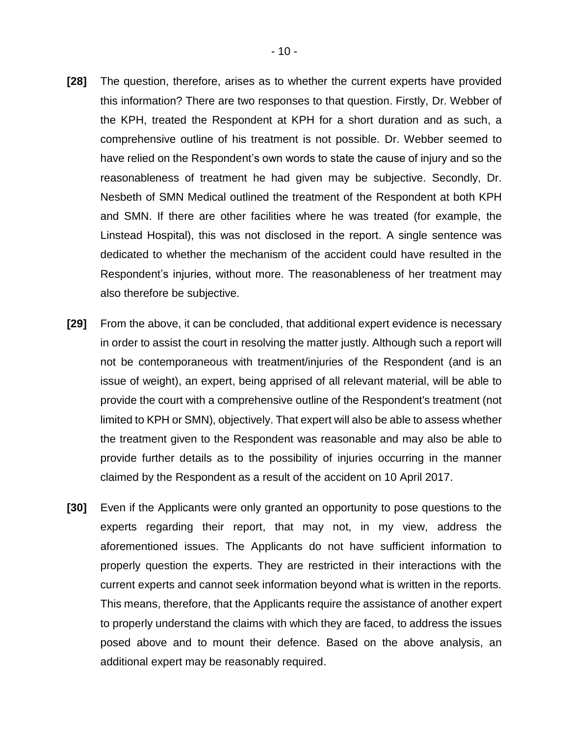**[28]** The question, therefore, arises as to whether the current experts have provided this information? There are two responses to that question. Firstly, Dr. Webber of the KPH, treated the Respondent at KPH for a short duration and as such, a comprehensive outline of his treatment is not possible. Dr. Webber seemed to have relied on the Respondent's own words to state the cause of injury and so the reasonableness of treatment he had given may be subjective. Secondly, Dr. Nesbeth of SMN Medical outlined the treatment of the Respondent at both KPH and SMN. If there are other facilities where he was treated (for example, the Linstead Hospital), this was not disclosed in the report. A single sentence was dedicated to whether the mechanism of the accident could have resulted in the Respondent's injuries, without more. The reasonableness of her treatment may also therefore be subjective.

**[29]** From the above, it can be concluded, that additional expert evidence is necessary in order to assist the court in resolving the matter justly. Although such a report will not be contemporaneous with treatment/injuries of the Respondent (and is an issue of weight), an expert, being apprised of all relevant material, will be able to provide the court with a comprehensive outline of the Respondent's treatment (not limited to KPH or SMN), objectively. That expert will also be able to assess whether the treatment given to the Respondent was reasonable and may also be able to provide further details as to the possibility of injuries occurring in the manner claimed by the Respondent as a result of the accident on 10 April 2017.

**[30]** Even if the Applicants were only granted an opportunity to pose questions to the experts regarding their report, that may not, in my view, address the aforementioned issues. The Applicants do not have sufficient information to properly question the experts. They are restricted in their interactions with the current experts and cannot seek information beyond what is written in the reports. This means, therefore, that the Applicants require the assistance of another expert to properly understand the claims with which they are faced, to address the issues posed above and to mount their defence. Based on the above analysis, an additional expert may be reasonably required.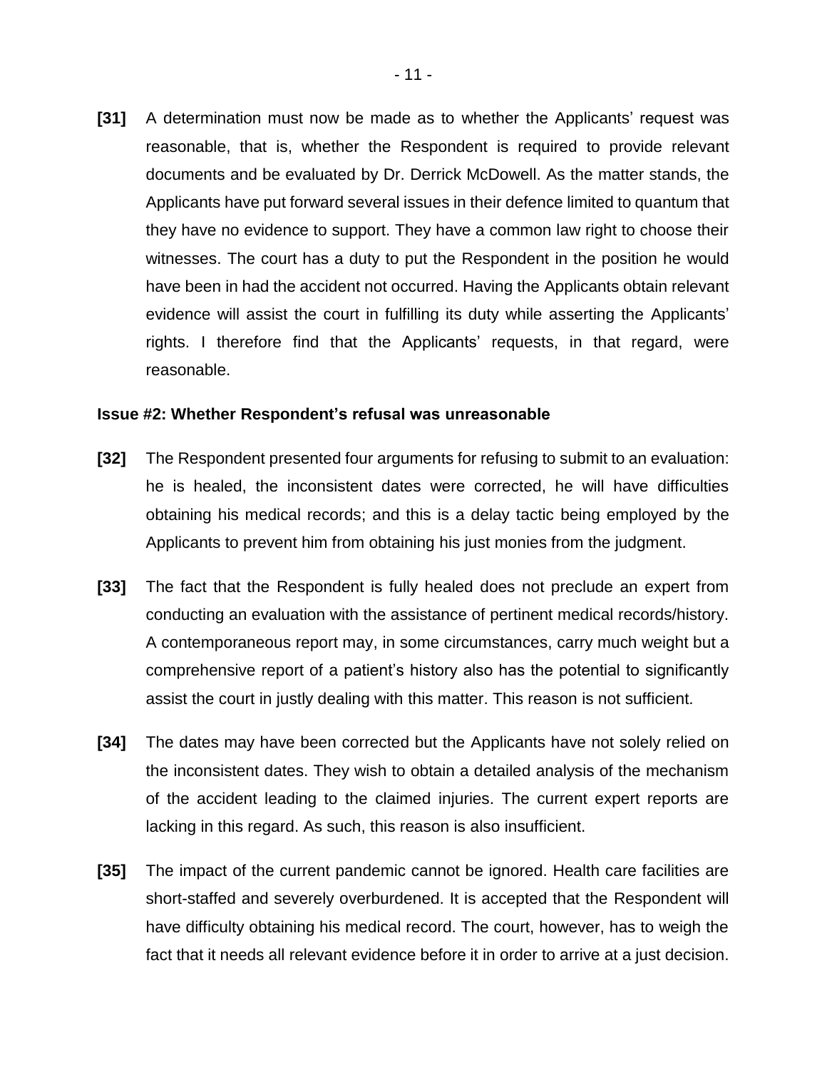**[31]** A determination must now be made as to whether the Applicants' request was reasonable, that is, whether the Respondent is required to provide relevant documents and be evaluated by Dr. Derrick McDowell. As the matter stands, the Applicants have put forward several issues in their defence limited to quantum that they have no evidence to support. They have a common law right to choose their witnesses. The court has a duty to put the Respondent in the position he would have been in had the accident not occurred. Having the Applicants obtain relevant evidence will assist the court in fulfilling its duty while asserting the Applicants' rights. I therefore find that the Applicants' requests, in that regard, were reasonable.

**Issue #2: Whether Respondent's refusal was unreasonable**

**[32]** The Respondent presented four arguments for refusing to submit to an evaluation: he is healed, the inconsistent dates were corrected, he will have difficulties obtaining his medical records; and this is a delay tactic being employed by the Applicants to prevent him from obtaining his just monies from the judgment.

**[33]** The fact that the Respondent is fully healed does not preclude an expert from conducting an evaluation with the assistance of pertinent medical records/history. A contemporaneous report may, in some circumstances, carry much weight but a comprehensive report of a patient's history also has the potential to significantly assist the court in justly dealing with this matter. This reason is not sufficient.

**[34]** The dates may have been corrected but the Applicants have not solely relied on the inconsistent dates. They wish to obtain a detailed analysis of the mechanism of the accident leading to the claimed injuries. The current expert reports are lacking in this regard. As such, this reason is also insufficient.

**[35]** The impact of the current pandemic cannot be ignored. Health care facilities are short-staffed and severely overburdened. It is accepted that the Respondent will have difficulty obtaining his medical record. The court, however, has to weigh the fact that it needs all relevant evidence before it in order to arrive at a just decision.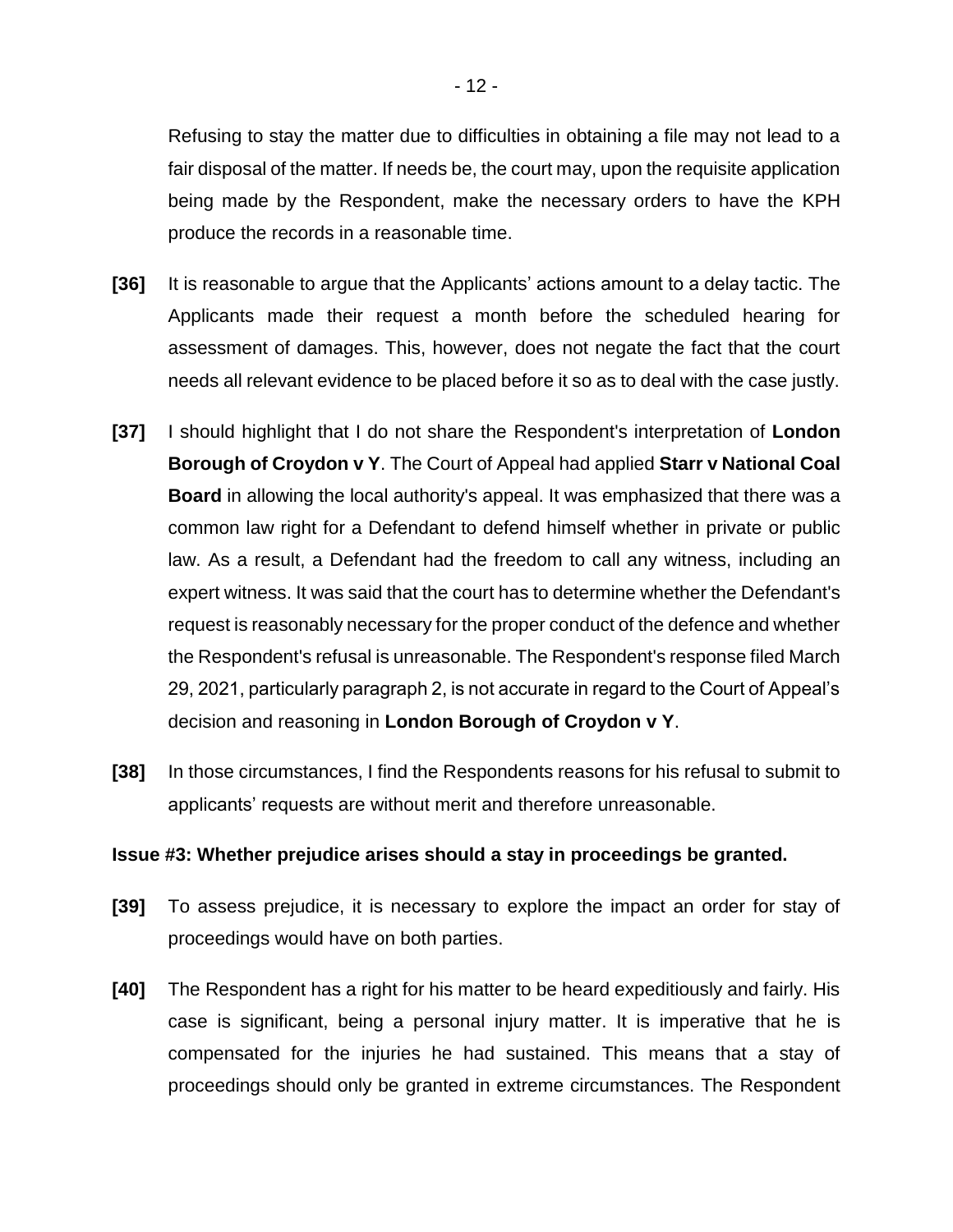Refusing to stay the matter due to difficulties in obtaining a file may not lead to a fair disposal of the matter. If needs be, the court may, upon the requisite application being made by the Respondent, make the necessary orders to have the KPH produce the records in a reasonable time.

**[36]** It is reasonable to argue that the Applicants' actions amount to a delay tactic. The Applicants made their request a month before the scheduled hearing for assessment of damages. This, however, does not negate the fact that the court needs all relevant evidence to be placed before it so as to deal with the case justly.

**[37]** I should highlight that I do not share the Respondent's interpretation of **London Borough of Croydon v Y**. The Court of Appeal had applied **Starr v National Coal Board** in allowing the local authority's appeal. It was emphasized that there was a common law right for a Defendant to defend himself whether in private or public law. As a result, a Defendant had the freedom to call any witness, including an expert witness. It was said that the court has to determine whether the Defendant's request is reasonably necessary for the proper conduct of the defence and whether the Respondent's refusal is unreasonable. The Respondent's response filed March 29, 2021, particularly paragraph 2, is not accurate in regard to the Court of Appeal's decision and reasoning in **London Borough of Croydon v Y**.

**[38]** In those circumstances, I find the Respondents reasons for his refusal to submit to applicants' requests are without merit and therefore unreasonable.

**Issue #3: Whether prejudice arises should a stay in proceedings be granted.**

**[39]** To assess prejudice, it is necessary to explore the impact an order for stay of proceedings would have on both parties.

**[40]** The Respondent has a right for his matter to be heard expeditiously and fairly. His case is significant, being a personal injury matter. It is imperative that he is compensated for the injuries he had sustained. This means that a stay of proceedings should only be granted in extreme circumstances. The Respondent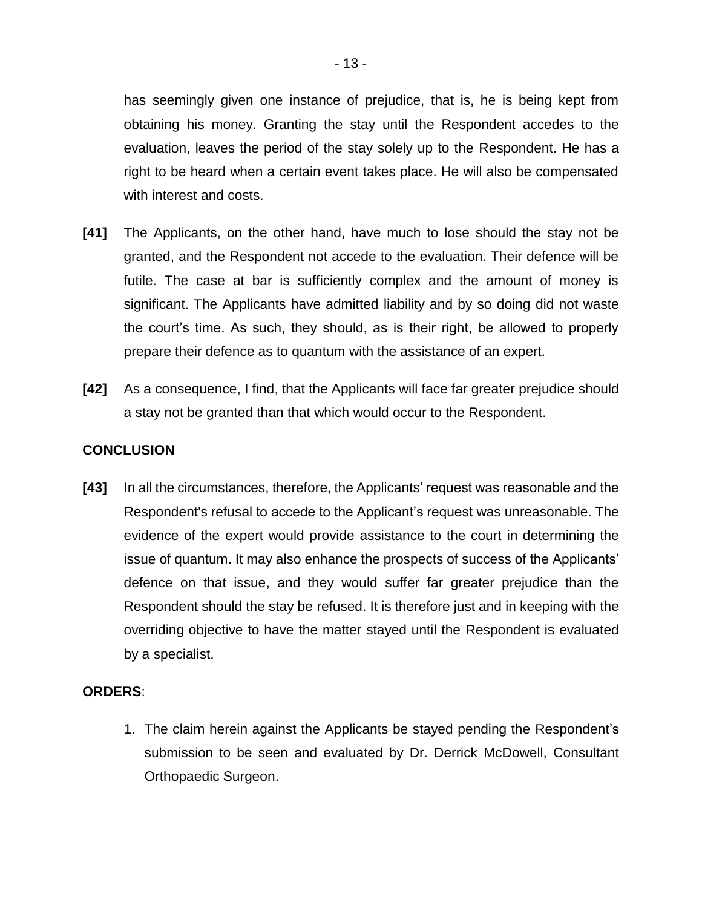has seemingly given one instance of prejudice, that is, he is being kept from obtaining his money. Granting the stay until the Respondent accedes to the evaluation, leaves the period of the stay solely up to the Respondent. He has a right to be heard when a certain event takes place. He will also be compensated with interest and costs.

**[41]** The Applicants, on the other hand, have much to lose should the stay not be granted, and the Respondent not accede to the evaluation. Their defence will be futile. The case at bar is sufficiently complex and the amount of money is significant. The Applicants have admitted liability and by so doing did not waste the court's time. As such, they should, as is their right, be allowed to properly prepare their defence as to quantum with the assistance of an expert.

**[42]** As a consequence, I find, that the Applicants will face far greater prejudice should a stay not be granted than that which would occur to the Respondent.

**CONCLUSION**

**[43]** In all the circumstances, therefore, the Applicants' request was reasonable and the Respondent's refusal to accede to the Applicant's request was unreasonable. The evidence of the expert would provide assistance to the court in determining the issue of quantum. It may also enhance the prospects of success of the Applicants' defence on that issue, and they would suffer far greater prejudice than the Respondent should the stay be refused. It is therefore just and in keeping with the overriding objective to have the matter stayed until the Respondent is evaluated by a specialist.

**ORDERS**:

1. The claim herein against the Applicants be stayed pending the Respondent's submission to be seen and evaluated by Dr. Derrick McDowell, Consultant Orthopaedic Surgeon.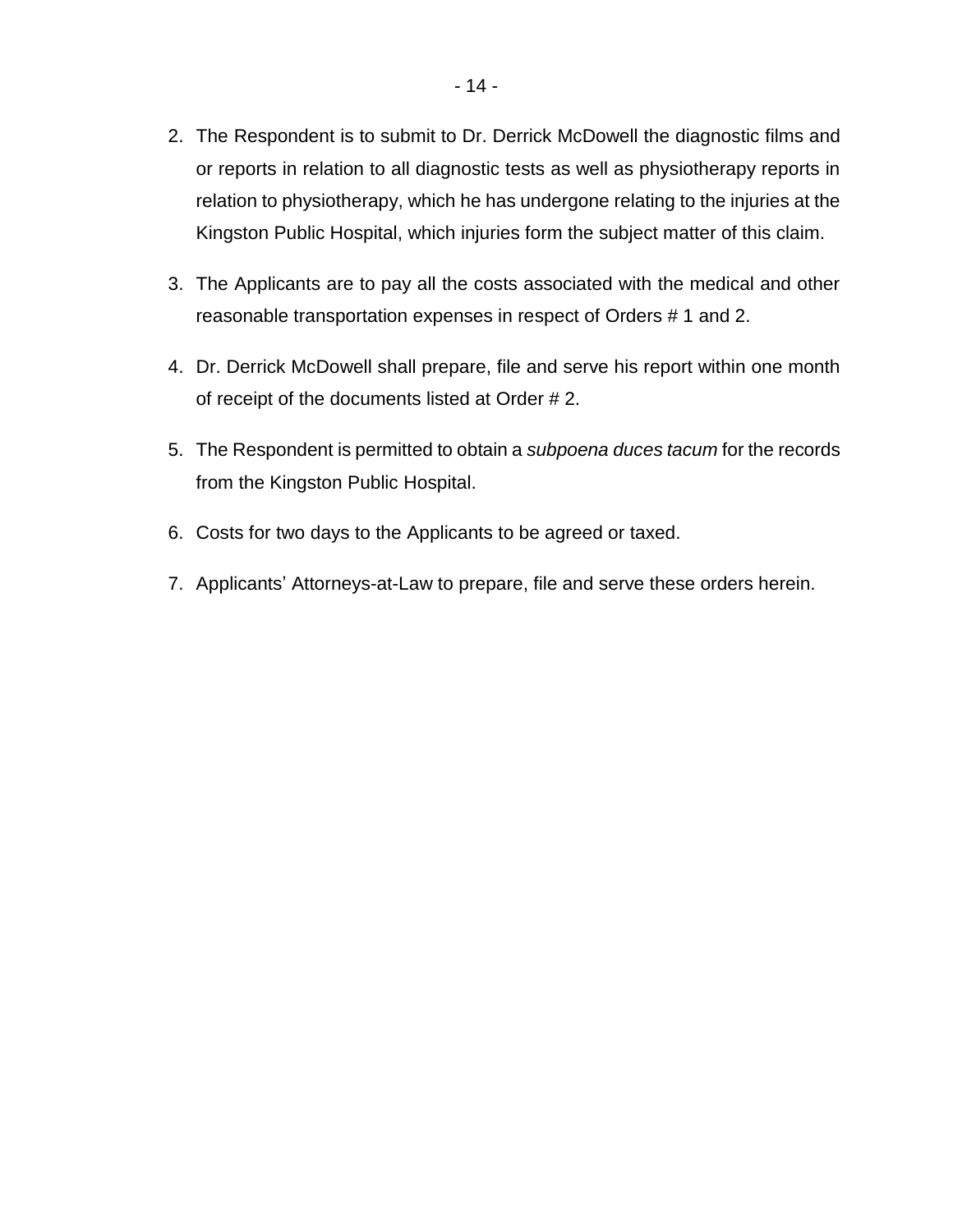2. The Respondent is to submit to Dr. Derrick McDowell the diagnostic films and or reports in relation to all diagnostic tests as well as physiotherapy reports in relation to physiotherapy, which he has undergone relating to the injuries at the Kingston Public Hospital, which injuries form the subject matter of this claim.

3. The Applicants are to pay all the costs associated with the medical and other reasonable transportation expenses in respect of Orders # 1 and 2.

4. Dr. Derrick McDowell shall prepare, file and serve his report within one month of receipt of the documents listed at Order # 2.

5. The Respondent is permitted to obtain a *subpoena duces tacum* for the records from the Kingston Public Hospital.

6. Costs for two days to the Applicants to be agreed or taxed.

7. Applicants' Attorneys-at-Law to prepare, file and serve these orders herein.